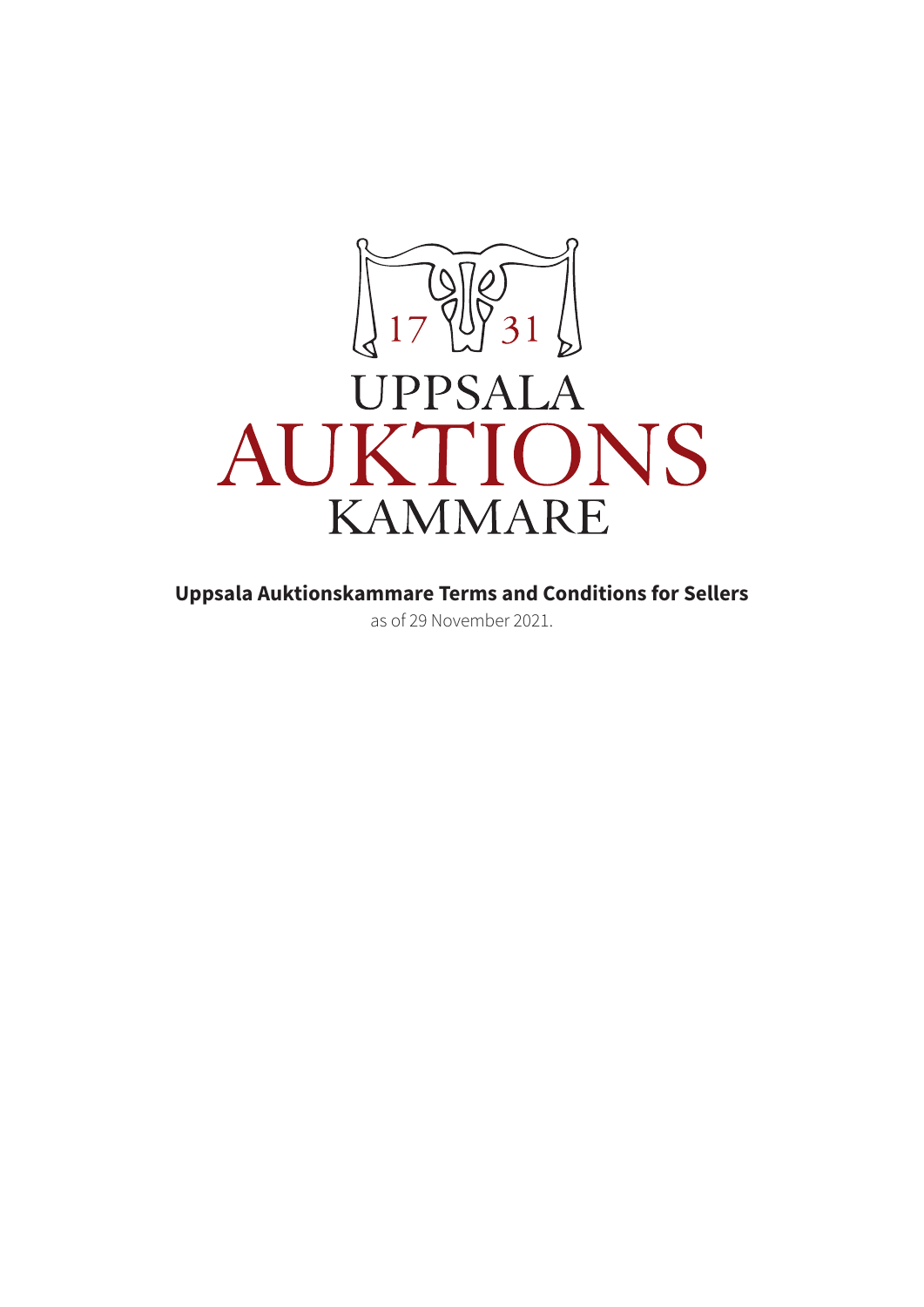1731

UPPSALA
AUKTIONS
KAMMARE

# Uppsala Auktionskammare Terms and Conditions for Sellers

as of 29 November 2021.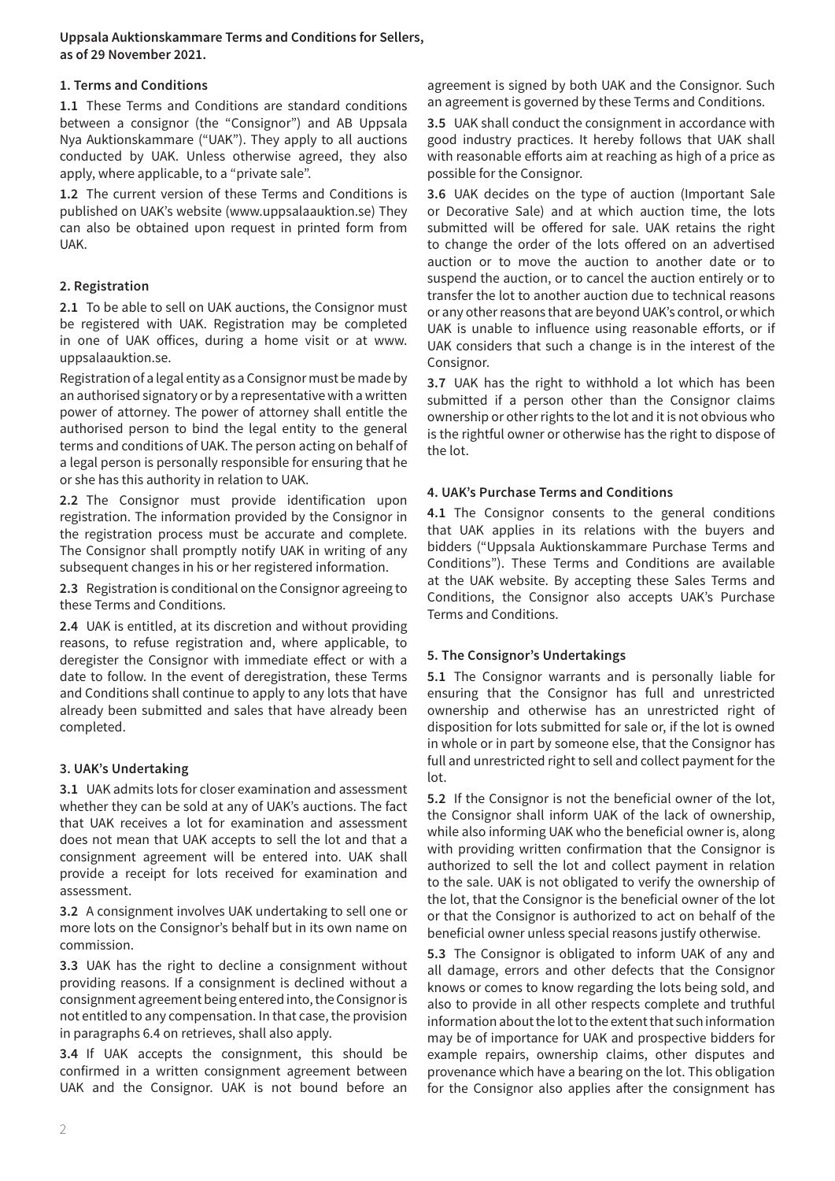**Uppsala Auktionskammare Terms and Conditions for Sellers, as of 29 November 2021.**

## 1. Terms and Conditions

**1.1** These Terms and Conditions are standard conditions between a consignor (the "Consignor") and AB Uppsala Nya Auktionskammare ("UAK"). They apply to all auctions conducted by UAK. Unless otherwise agreed, they also apply, where applicable, to a "private sale".

**1.2** The current version of these Terms and Conditions is published on UAK's website (www.uppsalaauktion.se) They can also be obtained upon request in printed form from UAK.

## 2. Registration

**2.1** To be able to sell on UAK auctions, the Consignor must be registered with UAK. Registration may be completed in one of UAK offices, during a home visit or at www. uppsalaauktion.se.

Registration of a legal entity as a Consignor must be made by an authorised signatory or by a representative with a written power of attorney. The power of attorney shall entitle the authorised person to bind the legal entity to the general terms and conditions of UAK. The person acting on behalf of a legal person is personally responsible for ensuring that he or she has this authority in relation to UAK.

**2.2** The Consignor must provide identification upon registration. The information provided by the Consignor in the registration process must be accurate and complete. The Consignor shall promptly notify UAK in writing of any subsequent changes in his or her registered information.

**2.3** Registration is conditional on the Consignor agreeing to these Terms and Conditions.

**2.4** UAK is entitled, at its discretion and without providing reasons, to refuse registration and, where applicable, to deregister the Consignor with immediate effect or with a date to follow. In the event of deregistration, these Terms and Conditions shall continue to apply to any lots that have already been submitted and sales that have already been completed.

## 3. UAK's Undertaking

**3.1** UAK admits lots for closer examination and assessment whether they can be sold at any of UAK's auctions. The fact that UAK receives a lot for examination and assessment does not mean that UAK accepts to sell the lot and that a consignment agreement will be entered into. UAK shall provide a receipt for lots received for examination and assessment.

**3.2** A consignment involves UAK undertaking to sell one or more lots on the Consignor's behalf but in its own name on commission.

**3.3** UAK has the right to decline a consignment without providing reasons. If a consignment is declined without a consignment agreement being entered into, the Consignor is not entitled to any compensation. In that case, the provision in paragraphs 6.4 on retrieves, shall also apply.

**3.4** If UAK accepts the consignment, this should be confirmed in a written consignment agreement between UAK and the Consignor. UAK is not bound before an agreement is signed by both UAK and the Consignor. Such an agreement is governed by these Terms and Conditions.

**3.5** UAK shall conduct the consignment in accordance with good industry practices. It hereby follows that UAK shall with reasonable efforts aim at reaching as high of a price as possible for the Consignor.

**3.6** UAK decides on the type of auction (Important Sale or Decorative Sale) and at which auction time, the lots submitted will be offered for sale. UAK retains the right to change the order of the lots offered on an advertised auction or to move the auction to another date or to suspend the auction, or to cancel the auction entirely or to transfer the lot to another auction due to technical reasons or any other reasons that are beyond UAK's control, or which UAK is unable to influence using reasonable efforts, or if UAK considers that such a change is in the interest of the Consignor.

**3.7** UAK has the right to withhold a lot which has been submitted if a person other than the Consignor claims ownership or other rights to the lot and it is not obvious who is the rightful owner or otherwise has the right to dispose of the lot.

## 4. UAK's Purchase Terms and Conditions

**4.1** The Consignor consents to the general conditions that UAK applies in its relations with the buyers and bidders ("Uppsala Auktionskammare Purchase Terms and Conditions"). These Terms and Conditions are available at the UAK website. By accepting these Sales Terms and Conditions, the Consignor also accepts UAK's Purchase Terms and Conditions.

## 5. The Consignor's Undertakings

**5.1** The Consignor warrants and is personally liable for ensuring that the Consignor has full and unrestricted ownership and otherwise has an unrestricted right of disposition for lots submitted for sale or, if the lot is owned in whole or in part by someone else, that the Consignor has full and unrestricted right to sell and collect payment for the lot.

**5.2** If the Consignor is not the beneficial owner of the lot, the Consignor shall inform UAK of the lack of ownership, while also informing UAK who the beneficial owner is, along with providing written confirmation that the Consignor is authorized to sell the lot and collect payment in relation to the sale. UAK is not obligated to verify the ownership of the lot, that the Consignor is the beneficial owner of the lot or that the Consignor is authorized to act on behalf of the beneficial owner unless special reasons justify otherwise.

**5.3** The Consignor is obligated to inform UAK of any and all damage, errors and other defects that the Consignor knows or comes to know regarding the lots being sold, and also to provide in all other respects complete and truthful information about the lot to the extent that such information may be of importance for UAK and prospective bidders for example repairs, ownership claims, other disputes and provenance which have a bearing on the lot. This obligation for the Consignor also applies after the consignment has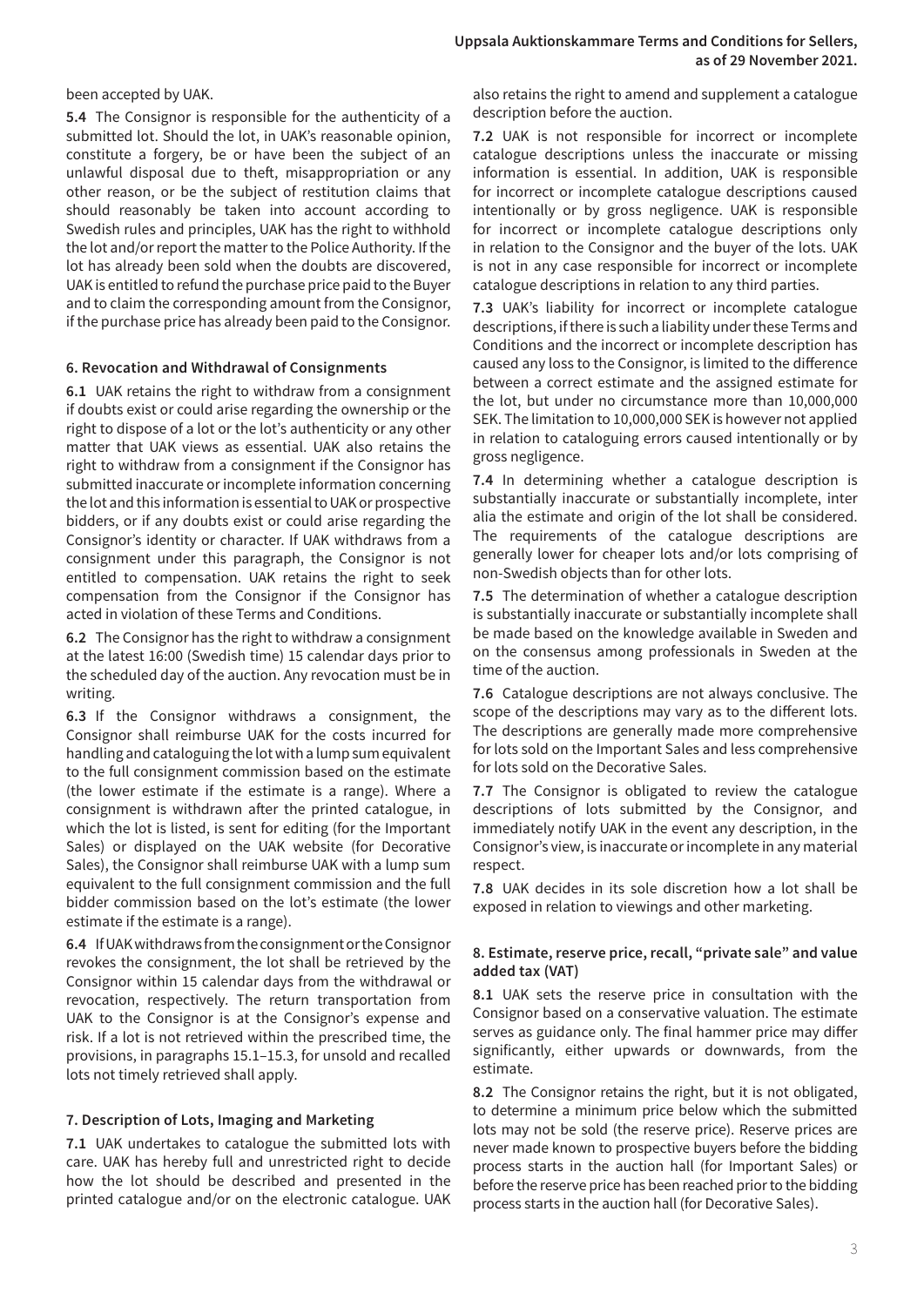been accepted by UAK.

**5.4** The Consignor is responsible for the authenticity of a submitted lot. Should the lot, in UAK's reasonable opinion, constitute a forgery, be or have been the subject of an unlawful disposal due to theft, misappropriation or any other reason, or be the subject of restitution claims that should reasonably be taken into account according to Swedish rules and principles, UAK has the right to withhold the lot and/or report the matter to the Police Authority. If the lot has already been sold when the doubts are discovered, UAK is entitled to refund the purchase price paid to the Buyer and to claim the corresponding amount from the Consignor, if the purchase price has already been paid to the Consignor.

### 6. Revocation and Withdrawal of Consignments

**6.1** UAK retains the right to withdraw from a consignment if doubts exist or could arise regarding the ownership or the right to dispose of a lot or the lot's authenticity or any other matter that UAK views as essential. UAK also retains the right to withdraw from a consignment if the Consignor has submitted inaccurate or incomplete information concerning the lot and this information is essential to UAK or prospective bidders, or if any doubts exist or could arise regarding the Consignor's identity or character. If UAK withdraws from a consignment under this paragraph, the Consignor is not entitled to compensation. UAK retains the right to seek compensation from the Consignor if the Consignor has acted in violation of these Terms and Conditions.

**6.2** The Consignor has the right to withdraw a consignment at the latest 16:00 (Swedish time) 15 calendar days prior to the scheduled day of the auction. Any revocation must be in writing.

**6.3** If the Consignor withdraws a consignment, the Consignor shall reimburse UAK for the costs incurred for handling and cataloguing the lot with a lump sum equivalent to the full consignment commission based on the estimate (the lower estimate if the estimate is a range). Where a consignment is withdrawn after the printed catalogue, in which the lot is listed, is sent for editing (for the Important Sales) or displayed on the UAK website (for Decorative Sales), the Consignor shall reimburse UAK with a lump sum equivalent to the full consignment commission and the full bidder commission based on the lot's estimate (the lower estimate if the estimate is a range).

**6.4** If UAK withdraws from the consignment or the Consignor revokes the consignment, the lot shall be retrieved by the Consignor within 15 calendar days from the withdrawal or revocation, respectively. The return transportation from UAK to the Consignor is at the Consignor's expense and risk. If a lot is not retrieved within the prescribed time, the provisions, in paragraphs 15.1–15.3, for unsold and recalled lots not timely retrieved shall apply.

### 7. Description of Lots, Imaging and Marketing

**7.1** UAK undertakes to catalogue the submitted lots with care. UAK has hereby full and unrestricted right to decide how the lot should be described and presented in the printed catalogue and/or on the electronic catalogue. UAK also retains the right to amend and supplement a catalogue description before the auction.

**7.2** UAK is not responsible for incorrect or incomplete catalogue descriptions unless the inaccurate or missing information is essential. In addition, UAK is responsible for incorrect or incomplete catalogue descriptions caused intentionally or by gross negligence. UAK is responsible for incorrect or incomplete catalogue descriptions only in relation to the Consignor and the buyer of the lots. UAK is not in any case responsible for incorrect or incomplete catalogue descriptions in relation to any third parties.

**7.3** UAK's liability for incorrect or incomplete catalogue descriptions, if there is such a liability under these Terms and Conditions and the incorrect or incomplete description has caused any loss to the Consignor, is limited to the difference between a correct estimate and the assigned estimate for the lot, but under no circumstance more than 10,000,000 SEK. The limitation to 10,000,000 SEK is however not applied in relation to cataloguing errors caused intentionally or by gross negligence.

**7.4** In determining whether a catalogue description is substantially inaccurate or substantially incomplete, inter alia the estimate and origin of the lot shall be considered. The requirements of the catalogue descriptions are generally lower for cheaper lots and/or lots comprising of non-Swedish objects than for other lots.

**7.5** The determination of whether a catalogue description is substantially inaccurate or substantially incomplete shall be made based on the knowledge available in Sweden and on the consensus among professionals in Sweden at the time of the auction.

**7.6** Catalogue descriptions are not always conclusive. The scope of the descriptions may vary as to the different lots. The descriptions are generally made more comprehensive for lots sold on the Important Sales and less comprehensive for lots sold on the Decorative Sales.

**7.7** The Consignor is obligated to review the catalogue descriptions of lots submitted by the Consignor, and immediately notify UAK in the event any description, in the Consignor's view, is inaccurate or incomplete in any material respect.

**7.8** UAK decides in its sole discretion how a lot shall be exposed in relation to viewings and other marketing.

### 8. Estimate, reserve price, recall, "private sale" and value added tax (VAT)

**8.1** UAK sets the reserve price in consultation with the Consignor based on a conservative valuation. The estimate serves as guidance only. The final hammer price may differ significantly, either upwards or downwards, from the estimate.

**8.2** The Consignor retains the right, but it is not obligated, to determine a minimum price below which the submitted lots may not be sold (the reserve price). Reserve prices are never made known to prospective buyers before the bidding process starts in the auction hall (for Important Sales) or before the reserve price has been reached prior to the bidding process starts in the auction hall (for Decorative Sales).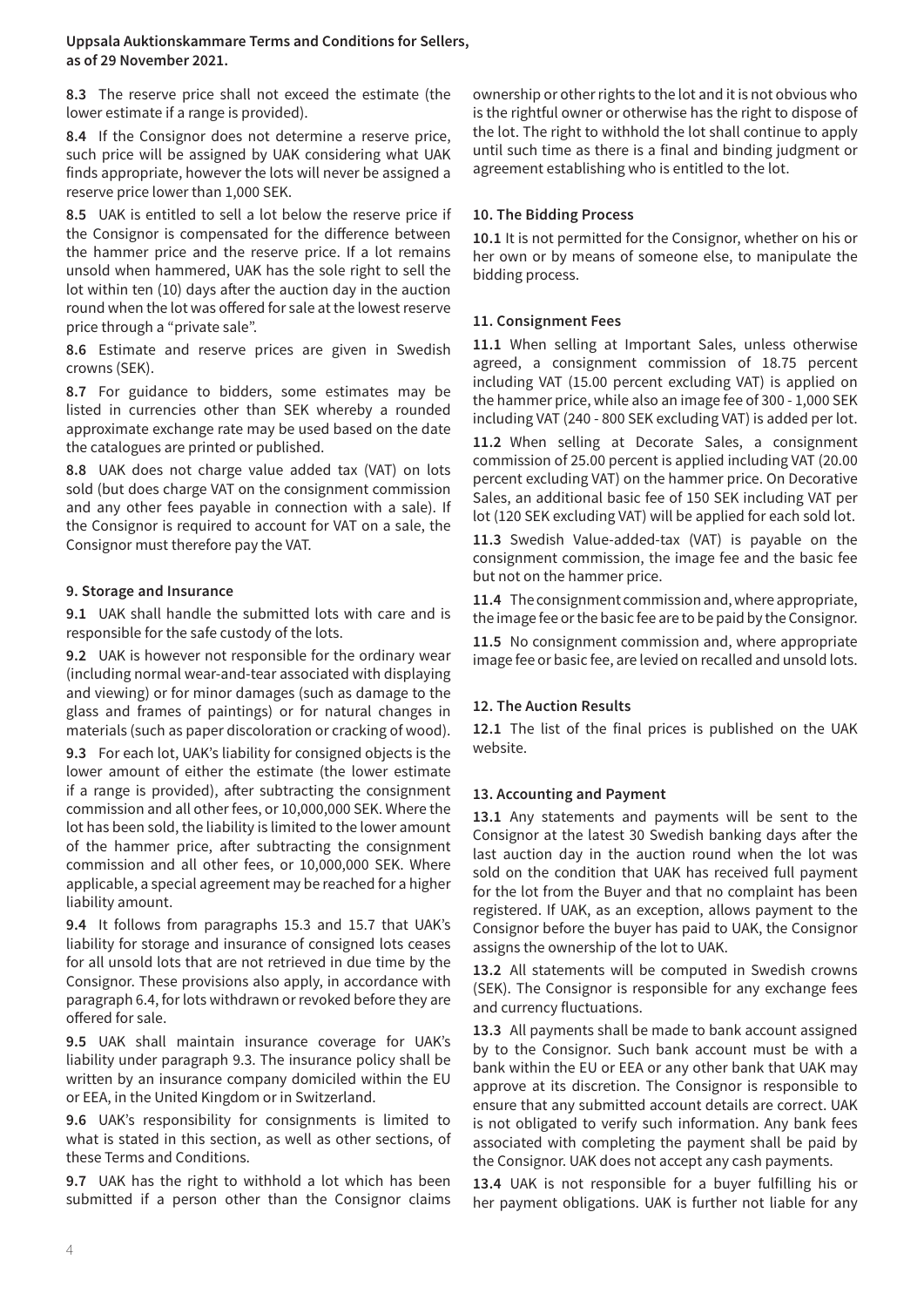**8.3** The reserve price shall not exceed the estimate (the lower estimate if a range is provided).

**8.4** If the Consignor does not determine a reserve price, such price will be assigned by UAK considering what UAK finds appropriate, however the lots will never be assigned a reserve price lower than 1,000 SEK.

**8.5** UAK is entitled to sell a lot below the reserve price if the Consignor is compensated for the difference between the hammer price and the reserve price. If a lot remains unsold when hammered, UAK has the sole right to sell the lot within ten (10) days after the auction day in the auction round when the lot was offered for sale at the lowest reserve price through a "private sale".

**8.6** Estimate and reserve prices are given in Swedish crowns (SEK).

**8.7** For guidance to bidders, some estimates may be listed in currencies other than SEK whereby a rounded approximate exchange rate may be used based on the date the catalogues are printed or published.

**8.8** UAK does not charge value added tax (VAT) on lots sold (but does charge VAT on the consignment commission and any other fees payable in connection with a sale). If the Consignor is required to account for VAT on a sale, the Consignor must therefore pay the VAT.

### 9. Storage and Insurance

**9.1** UAK shall handle the submitted lots with care and is responsible for the safe custody of the lots.

**9.2** UAK is however not responsible for the ordinary wear (including normal wear-and-tear associated with displaying and viewing) or for minor damages (such as damage to the glass and frames of paintings) or for natural changes in materials (such as paper discoloration or cracking of wood).

**9.3** For each lot, UAK's liability for consigned objects is the lower amount of either the estimate (the lower estimate if a range is provided), after subtracting the consignment commission and all other fees, or 10,000,000 SEK. Where the lot has been sold, the liability is limited to the lower amount of the hammer price, after subtracting the consignment commission and all other fees, or 10,000,000 SEK. Where applicable, a special agreement may be reached for a higher liability amount.

**9.4** It follows from paragraphs 15.3 and 15.7 that UAK's liability for storage and insurance of consigned lots ceases for all unsold lots that are not retrieved in due time by the Consignor. These provisions also apply, in accordance with paragraph 6.4, for lots withdrawn or revoked before they are offered for sale.

**9.5** UAK shall maintain insurance coverage for UAK's liability under paragraph 9.3. The insurance policy shall be written by an insurance company domiciled within the EU or EEA, in the United Kingdom or in Switzerland.

**9.6** UAK's responsibility for consignments is limited to what is stated in this section, as well as other sections, of these Terms and Conditions.

**9.7** UAK has the right to withhold a lot which has been submitted if a person other than the Consignor claims ownership or other rights to the lot and it is not obvious who is the rightful owner or otherwise has the right to dispose of the lot. The right to withhold the lot shall continue to apply until such time as there is a final and binding judgment or agreement establishing who is entitled to the lot.

### 10. The Bidding Process

**10.1** It is not permitted for the Consignor, whether on his or her own or by means of someone else, to manipulate the bidding process.

### 11. Consignment Fees

**11.1** When selling at Important Sales, unless otherwise agreed, a consignment commission of 18.75 percent including VAT (15.00 percent excluding VAT) is applied on the hammer price, while also an image fee of 300 - 1,000 SEK including VAT (240 - 800 SEK excluding VAT) is added per lot.

**11.2** When selling at Decorate Sales, a consignment commission of 25.00 percent is applied including VAT (20.00 percent excluding VAT) on the hammer price. On Decorative Sales, an additional basic fee of 150 SEK including VAT per lot (120 SEK excluding VAT) will be applied for each sold lot.

**11.3** Swedish Value-added-tax (VAT) is payable on the consignment commission, the image fee and the basic fee but not on the hammer price.

**11.4** The consignment commission and, where appropriate, the image fee or the basic fee are to be paid by the Consignor.

**11.5** No consignment commission and, where appropriate image fee or basic fee, are levied on recalled and unsold lots.

### 12. The Auction Results

**12.1** The list of the final prices is published on the UAK website.

### 13. Accounting and Payment

**13.1** Any statements and payments will be sent to the Consignor at the latest 30 Swedish banking days after the last auction day in the auction round when the lot was sold on the condition that UAK has received full payment for the lot from the Buyer and that no complaint has been registered. If UAK, as an exception, allows payment to the Consignor before the buyer has paid to UAK, the Consignor assigns the ownership of the lot to UAK.

**13.2** All statements will be computed in Swedish crowns (SEK). The Consignor is responsible for any exchange fees and currency fluctuations.

**13.3** All payments shall be made to bank account assigned by to the Consignor. Such bank account must be with a bank within the EU or EEA or any other bank that UAK may approve at its discretion. The Consignor is responsible to ensure that any submitted account details are correct. UAK is not obligated to verify such information. Any bank fees associated with completing the payment shall be paid by the Consignor. UAK does not accept any cash payments.

**13.4** UAK is not responsible for a buyer fulfilling his or her payment obligations. UAK is further not liable for any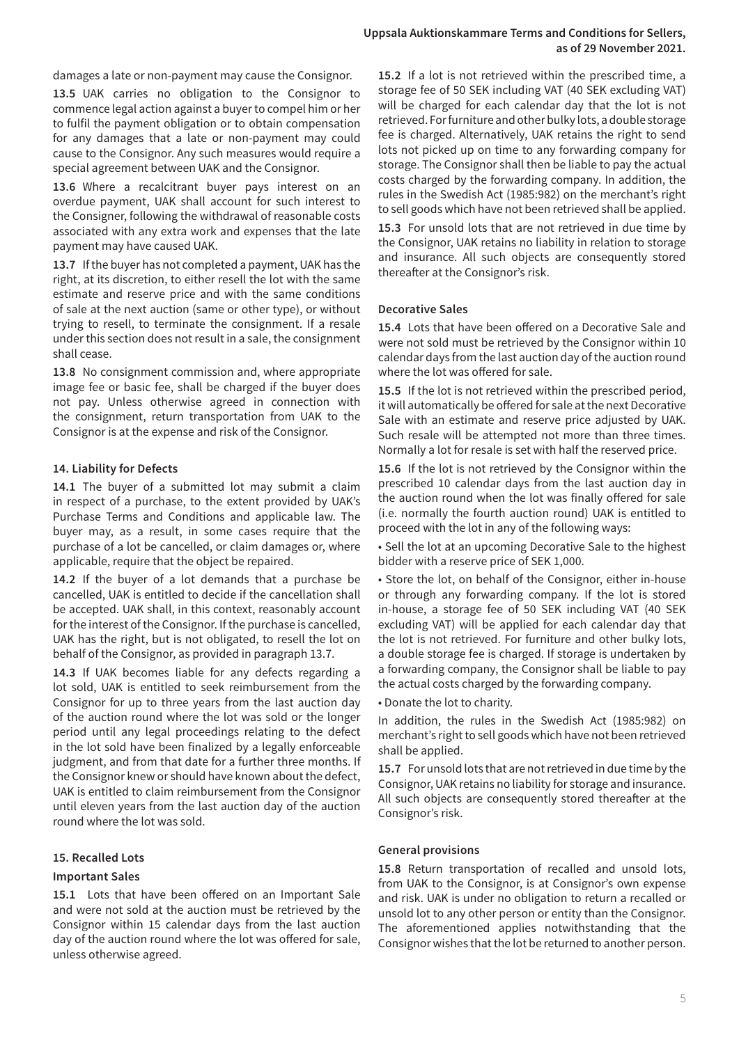damages a late or non-payment may cause the Consignor.

**13.5** UAK carries no obligation to the Consignor to commence legal action against a buyer to compel him or her to fulfil the payment obligation or to obtain compensation for any damages that a late or non-payment may could cause to the Consignor. Any such measures would require a special agreement between UAK and the Consignor.

**13.6** Where a recalcitrant buyer pays interest on an overdue payment, UAK shall account for such interest to the Consigner, following the withdrawal of reasonable costs associated with any extra work and expenses that the late payment may have caused UAK.

**13.7** If the buyer has not completed a payment, UAK has the right, at its discretion, to either resell the lot with the same estimate and reserve price and with the same conditions of sale at the next auction (same or other type), or without trying to resell, to terminate the consignment. If a resale under this section does not result in a sale, the consignment shall cease.

**13.8** No consignment commission and, where appropriate image fee or basic fee, shall be charged if the buyer does not pay. Unless otherwise agreed in connection with the consignment, return transportation from UAK to the Consignor is at the expense and risk of the Consignor.

### 14. Liability for Defects

**14.1** The buyer of a submitted lot may submit a claim in respect of a purchase, to the extent provided by UAK's Purchase Terms and Conditions and applicable law. The buyer may, as a result, in some cases require that the purchase of a lot be cancelled, or claim damages or, where applicable, require that the object be repaired.

**14.2** If the buyer of a lot demands that a purchase be cancelled, UAK is entitled to decide if the cancellation shall be accepted. UAK shall, in this context, reasonably account for the interest of the Consignor. If the purchase is cancelled, UAK has the right, but is not obligated, to resell the lot on behalf of the Consignor, as provided in paragraph 13.7.

**14.3** If UAK becomes liable for any defects regarding a lot sold, UAK is entitled to seek reimbursement from the Consignor for up to three years from the last auction day of the auction round where the lot was sold or the longer period until any legal proceedings relating to the defect in the lot sold have been finalized by a legally enforceable judgment, and from that date for a further three months. If the Consignor knew or should have known about the defect, UAK is entitled to claim reimbursement from the Consignor until eleven years from the last auction day of the auction round where the lot was sold.

### 15. Recalled Lots

#### Important Sales

**15.1** Lots that have been offered on an Important Sale and were not sold at the auction must be retrieved by the Consignor within 15 calendar days from the last auction day of the auction round where the lot was offered for sale, unless otherwise agreed.

**15.2** If a lot is not retrieved within the prescribed time, a storage fee of 50 SEK including VAT (40 SEK excluding VAT) will be charged for each calendar day that the lot is not retrieved. For furniture and other bulky lots, a double storage fee is charged. Alternatively, UAK retains the right to send lots not picked up on time to any forwarding company for storage. The Consignor shall then be liable to pay the actual costs charged by the forwarding company. In addition, the rules in the Swedish Act (1985:982) on the merchant's right to sell goods which have not been retrieved shall be applied.

**15.3** For unsold lots that are not retrieved in due time by the Consignor, UAK retains no liability in relation to storage and insurance. All such objects are consequently stored thereafter at the Consignor's risk.

#### Decorative Sales

**15.4** Lots that have been offered on a Decorative Sale and were not sold must be retrieved by the Consignor within 10 calendar days from the last auction day of the auction round where the lot was offered for sale.

**15.5** If the lot is not retrieved within the prescribed period, it will automatically be offered for sale at the next Decorative Sale with an estimate and reserve price adjusted by UAK. Such resale will be attempted not more than three times. Normally a lot for resale is set with half the reserved price.

**15.6** If the lot is not retrieved by the Consignor within the prescribed 10 calendar days from the last auction day in the auction round when the lot was finally offered for sale (i.e. normally the fourth auction round) UAK is entitled to proceed with the lot in any of the following ways:

- Sell the lot at an upcoming Decorative Sale to the highest bidder with a reserve price of SEK 1,000.
- Store the lot, on behalf of the Consignor, either in-house or through any forwarding company. If the lot is stored in-house, a storage fee of 50 SEK including VAT (40 SEK excluding VAT) will be applied for each calendar day that the lot is not retrieved. For furniture and other bulky lots, a double storage fee is charged. If storage is undertaken by a forwarding company, the Consignor shall be liable to pay the actual costs charged by the forwarding company.
- Donate the lot to charity.

In addition, the rules in the Swedish Act (1985:982) on merchant's right to sell goods which have not been retrieved shall be applied.

**15.7** For unsold lots that are not retrieved in due time by the Consignor, UAK retains no liability for storage and insurance. All such objects are consequently stored thereafter at the Consignor's risk.

#### General provisions

**15.8** Return transportation of recalled and unsold lots, from UAK to the Consignor, is at Consignor's own expense and risk. UAK is under no obligation to return a recalled or unsold lot to any other person or entity than the Consignor. The aforementioned applies notwithstanding that the Consignor wishes that the lot be returned to another person.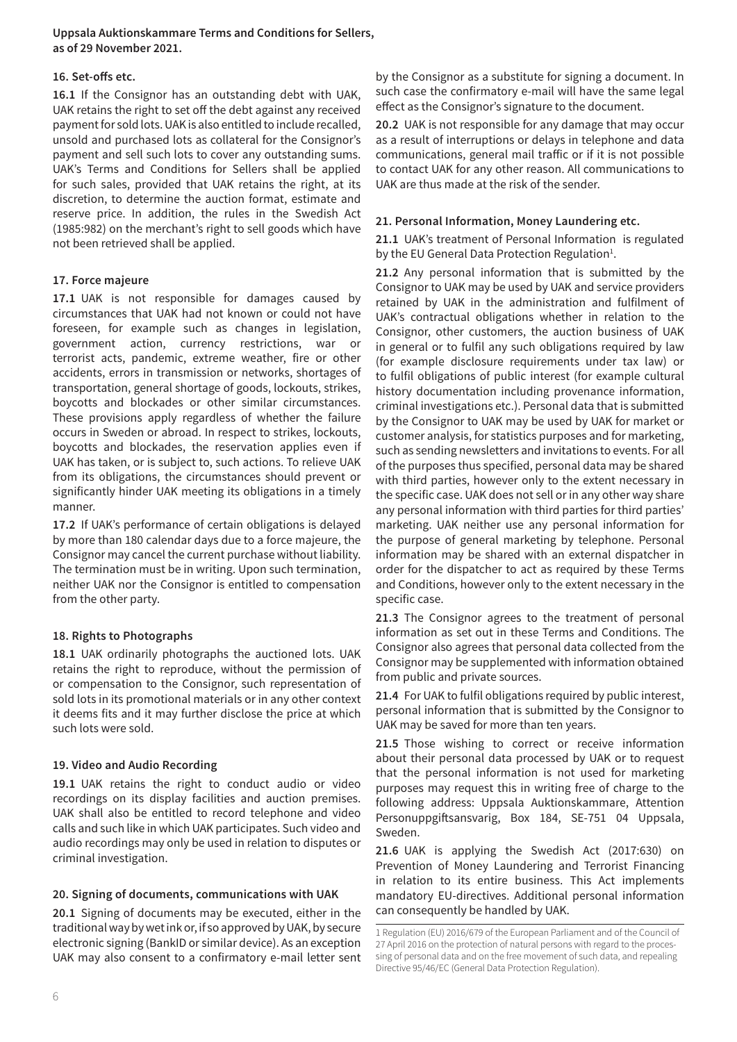## 16. Set-offs etc.

**16.1** If the Consignor has an outstanding debt with UAK, UAK retains the right to set off the debt against any received payment for sold lots. UAK is also entitled to include recalled, unsold and purchased lots as collateral for the Consignor's payment and sell such lots to cover any outstanding sums. UAK's Terms and Conditions for Sellers shall be applied for such sales, provided that UAK retains the right, at its discretion, to determine the auction format, estimate and reserve price. In addition, the rules in the Swedish Act (1985:982) on the merchant's right to sell goods which have not been retrieved shall be applied.

## 17. Force majeure

**17.1** UAK is not responsible for damages caused by circumstances that UAK had not known or could not have foreseen, for example such as changes in legislation, government action, currency restrictions, war or terrorist acts, pandemic, extreme weather, fire or other accidents, errors in transmission or networks, shortages of transportation, general shortage of goods, lockouts, strikes, boycotts and blockades or other similar circumstances. These provisions apply regardless of whether the failure occurs in Sweden or abroad. In respect to strikes, lockouts, boycotts and blockades, the reservation applies even if UAK has taken, or is subject to, such actions. To relieve UAK from its obligations, the circumstances should prevent or significantly hinder UAK meeting its obligations in a timely manner.

**17.2** If UAK's performance of certain obligations is delayed by more than 180 calendar days due to a force majeure, the Consignor may cancel the current purchase without liability. The termination must be in writing. Upon such termination, neither UAK nor the Consignor is entitled to compensation from the other party.

## 18. Rights to Photographs

**18.1** UAK ordinarily photographs the auctioned lots. UAK retains the right to reproduce, without the permission of or compensation to the Consignor, such representation of sold lots in its promotional materials or in any other context it deems fits and it may further disclose the price at which such lots were sold.

## 19. Video and Audio Recording

**19.1** UAK retains the right to conduct audio or video recordings on its display facilities and auction premises. UAK shall also be entitled to record telephone and video calls and such like in which UAK participates. Such video and audio recordings may only be used in relation to disputes or criminal investigation.

## 20. Signing of documents, communications with UAK

**20.1** Signing of documents may be executed, either in the traditional way by wet ink or, if so approved by UAK, by secure electronic signing (BankID or similar device). As an exception UAK may also consent to a confirmatory e-mail letter sent by the Consignor as a substitute for signing a document. In such case the confirmatory e-mail will have the same legal effect as the Consignor's signature to the document.

**20.2** UAK is not responsible for any damage that may occur as a result of interruptions or delays in telephone and data communications, general mail traffic or if it is not possible to contact UAK for any other reason. All communications to UAK are thus made at the risk of the sender.

## 21. Personal Information, Money Laundering etc.

**21.1** UAK's treatment of Personal Information is regulated by the EU General Data Protection Regulation[1].

**21.2** Any personal information that is submitted by the Consignor to UAK may be used by UAK and service providers retained by UAK in the administration and fulfilment of UAK's contractual obligations whether in relation to the Consignor, other customers, the auction business of UAK in general or to fulfil any such obligations required by law (for example disclosure requirements under tax law) or to fulfil obligations of public interest (for example cultural history documentation including provenance information, criminal investigations etc.). Personal data that is submitted by the Consignor to UAK may be used by UAK for market or customer analysis, for statistics purposes and for marketing, such as sending newsletters and invitations to events. For all of the purposes thus specified, personal data may be shared with third parties, however only to the extent necessary in the specific case. UAK does not sell or in any other way share any personal information with third parties for third parties' marketing. UAK neither use any personal information for the purpose of general marketing by telephone. Personal information may be shared with an external dispatcher in order for the dispatcher to act as required by these Terms and Conditions, however only to the extent necessary in the specific case.

**21.3** The Consignor agrees to the treatment of personal information as set out in these Terms and Conditions. The Consignor also agrees that personal data collected from the Consignor may be supplemented with information obtained from public and private sources.

**21.4** For UAK to fulfil obligations required by public interest, personal information that is submitted by the Consignor to UAK may be saved for more than ten years.

**21.5** Those wishing to correct or receive information about their personal data processed by UAK or to request that the personal information is not used for marketing purposes may request this in writing free of charge to the following address: Uppsala Auktionskammare, Attention Personuppgiftsansvarig, Box 184, SE-751 04 Uppsala, Sweden.

**21.6** UAK is applying the Swedish Act (2017:630) on Prevention of Money Laundering and Terrorist Financing in relation to its entire business. This Act implements mandatory EU-directives. Additional personal information can consequently be handled by UAK.

---

1 Regulation (EU) 2016/679 of the European Parliament and of the Council of 27 April 2016 on the protection of natural persons with regard to the processing of personal data and on the free movement of such data, and repealing Directive 95/46/EC (General Data Protection Regulation).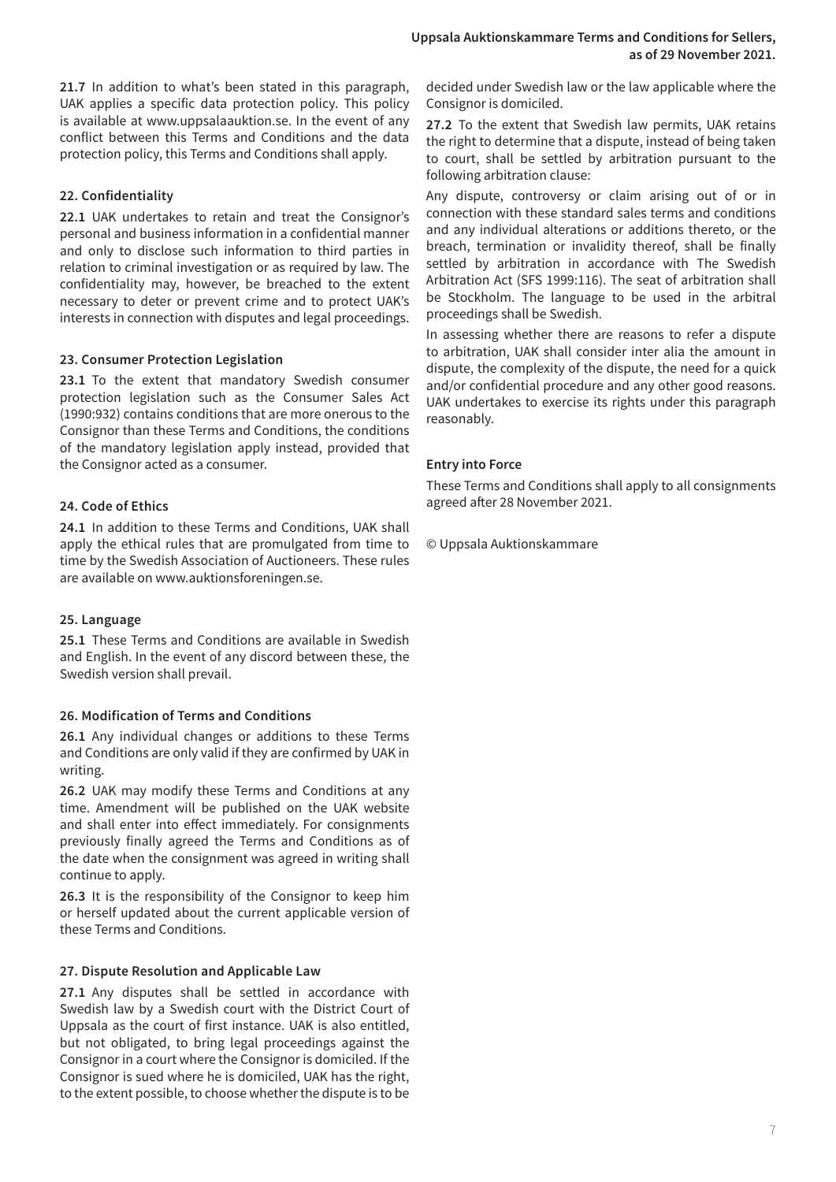**21.7** In addition to what's been stated in this paragraph, UAK applies a specific data protection policy. This policy is available at www.uppsalaauktion.se. In the event of any conflict between this Terms and Conditions and the data protection policy, this Terms and Conditions shall apply.

## 22. Confidentiality

**22.1** UAK undertakes to retain and treat the Consignor's personal and business information in a confidential manner and only to disclose such information to third parties in relation to criminal investigation or as required by law. The confidentiality may, however, be breached to the extent necessary to deter or prevent crime and to protect UAK's interests in connection with disputes and legal proceedings.

## 23. Consumer Protection Legislation

**23.1** To the extent that mandatory Swedish consumer protection legislation such as the Consumer Sales Act (1990:932) contains conditions that are more onerous to the Consignor than these Terms and Conditions, the conditions of the mandatory legislation apply instead, provided that the Consignor acted as a consumer.

## 24. Code of Ethics

**24.1** In addition to these Terms and Conditions, UAK shall apply the ethical rules that are promulgated from time to time by the Swedish Association of Auctioneers. These rules are available on www.auktionsforeningen.se.

## 25. Language

**25.1** These Terms and Conditions are available in Swedish and English. In the event of any discord between these, the Swedish version shall prevail.

## 26. Modification of Terms and Conditions

**26.1** Any individual changes or additions to these Terms and Conditions are only valid if they are confirmed by UAK in writing.

**26.2** UAK may modify these Terms and Conditions at any time. Amendment will be published on the UAK website and shall enter into effect immediately. For consignments previously finally agreed the Terms and Conditions as of the date when the consignment was agreed in writing shall continue to apply.

**26.3** It is the responsibility of the Consignor to keep him or herself updated about the current applicable version of these Terms and Conditions.

## 27. Dispute Resolution and Applicable Law

**27.1** Any disputes shall be settled in accordance with Swedish law by a Swedish court with the District Court of Uppsala as the court of first instance. UAK is also entitled, but not obligated, to bring legal proceedings against the Consignor in a court where the Consignor is domiciled. If the Consignor is sued where he is domiciled, UAK has the right, to the extent possible, to choose whether the dispute is to be decided under Swedish law or the law applicable where the Consignor is domiciled.

**27.2** To the extent that Swedish law permits, UAK retains the right to determine that a dispute, instead of being taken to court, shall be settled by arbitration pursuant to the following arbitration clause:

Any dispute, controversy or claim arising out of or in connection with these standard sales terms and conditions and any individual alterations or additions thereto, or the breach, termination or invalidity thereof, shall be finally settled by arbitration in accordance with The Swedish Arbitration Act (SFS 1999:116). The seat of arbitration shall be Stockholm. The language to be used in the arbitral proceedings shall be Swedish.

In assessing whether there are reasons to refer a dispute to arbitration, UAK shall consider inter alia the amount in dispute, the complexity of the dispute, the need for a quick and/or confidential procedure and any other good reasons. UAK undertakes to exercise its rights under this paragraph reasonably.

## Entry into Force

These Terms and Conditions shall apply to all consignments agreed after 28 November 2021.

© Uppsala Auktionskammare